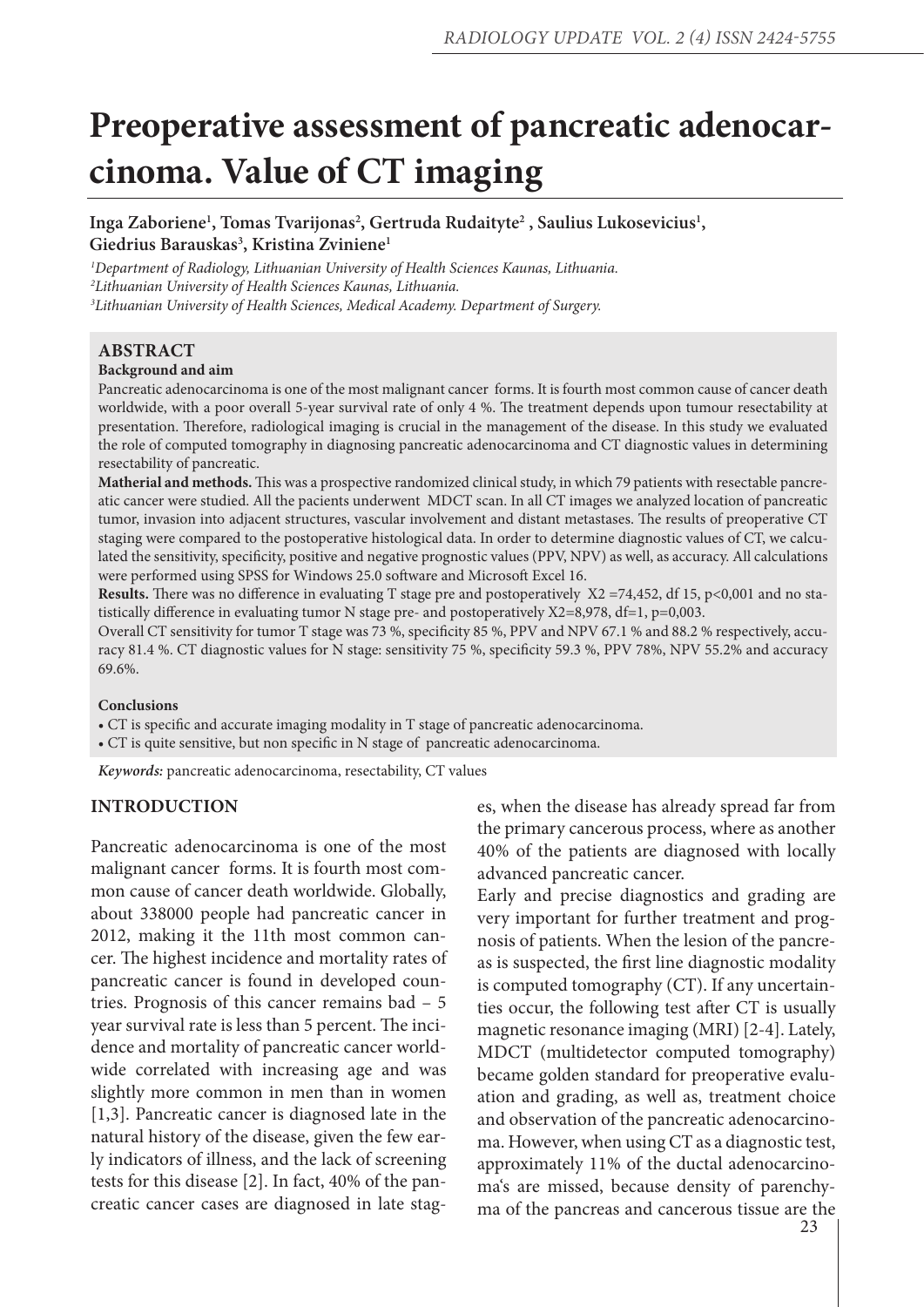# Preoperative assessment of pancreatic adenocarcinoma. Value of CT imaging

**Inga Zaboriene[1], Tomas Tvarijonas[2], Gertruda Rudaityte[2] , Saulius Lukosevicius[1], Giedrius Barauskas[3], Kristina Zviniene[1]**

*[1]Department of Radiology, Lithuanian University of Health Sciences Kaunas, Lithuania.*
*[2]Lithuanian University of Health Sciences Kaunas, Lithuania.*
*[3]Lithuanian University of Health Sciences, Medical Academy. Department of Surgery.*

## ABSTRACT

**Background and aim**

Pancreatic adenocarcinoma is one of the most malignant cancer forms. It is fourth most common cause of cancer death worldwide, with a poor overall 5-year survival rate of only 4 %. The treatment depends upon tumour resectability at presentation. Therefore, radiological imaging is crucial in the management of the disease. In this study we evaluated the role of computed tomography in diagnosing pancreatic adenocarcinoma and CT diagnostic values in determining resectability of pancreatic.

**Matherial and methods.** This was a prospective randomized clinical study, in which 79 patients with resectable pancreatic cancer were studied. All the pacients underwent MDCT scan. In all CT images we analyzed location of pancreatic tumor, invasion into adjacent structures, vascular involvement and distant metastases. The results of preoperative CT staging were compared to the postoperative histological data. In order to determine diagnostic values of CT, we calculated the sensitivity, specificity, positive and negative prognostic values (PPV, NPV) as well, as accuracy. All calculations were performed using SPSS for Windows 25.0 software and Microsoft Excel 16.

**Results.** There was no difference in evaluating T stage pre and postoperatively $X2 = 74{,}452$, df 15, $p<0{,}001$ and no statistically difference in evaluating tumor N stage pre- and postoperatively $X2=8{,}978$, df=1, $p=0{,}003$.

Overall CT sensitivity for tumor T stage was 73 %, specificity 85 %, PPV and NPV 67.1 % and 88.2 % respectively, accuracy 81.4 %. CT diagnostic values for N stage: sensitivity 75 %, specificity 59.3 %, PPV 78%, NPV 55.2% and accuracy 69.6%.

**Conclusions**

- CT is specific and accurate imaging modality in T stage of pancreatic adenocarcinoma.
- CT is quite sensitive, but non specific in N stage of pancreatic adenocarcinoma.

*Keywords:* pancreatic adenocarcinoma, resectability, CT values

## INTRODUCTION

Pancreatic adenocarcinoma is one of the most malignant cancer forms. It is fourth most common cause of cancer death worldwide. Globally, about 338000 people had pancreatic cancer in 2012, making it the 11th most common cancer. The highest incidence and mortality rates of pancreatic cancer is found in developed countries. Prognosis of this cancer remains bad – 5 year survival rate is less than 5 percent. The incidence and mortality of pancreatic cancer worldwide correlated with increasing age and was slightly more common in men than in women [1,3]. Pancreatic cancer is diagnosed late in the natural history of the disease, given the few early indicators of illness, and the lack of screening tests for this disease [2]. In fact, 40% of the pancreatic cancer cases are diagnosed in late stages, when the disease has already spread far from the primary cancerous process, where as another 40% of the patients are diagnosed with locally advanced pancreatic cancer.

Early and precise diagnostics and grading are very important for further treatment and prognosis of patients. When the lesion of the pancreas is suspected, the first line diagnostic modality is computed tomography (CT). If any uncertainties occur, the following test after CT is usually magnetic resonance imaging (MRI) [2-4]. Lately, MDCT (multidetector computed tomography) became golden standard for preoperative evaluation and grading, as well as, treatment choice and observation of the pancreatic adenocarcinoma. However, when using CT as a diagnostic test, approximately 11% of the ductal adenocarcinoma's are missed, because density of parenchyma of the pancreas and cancerous tissue are the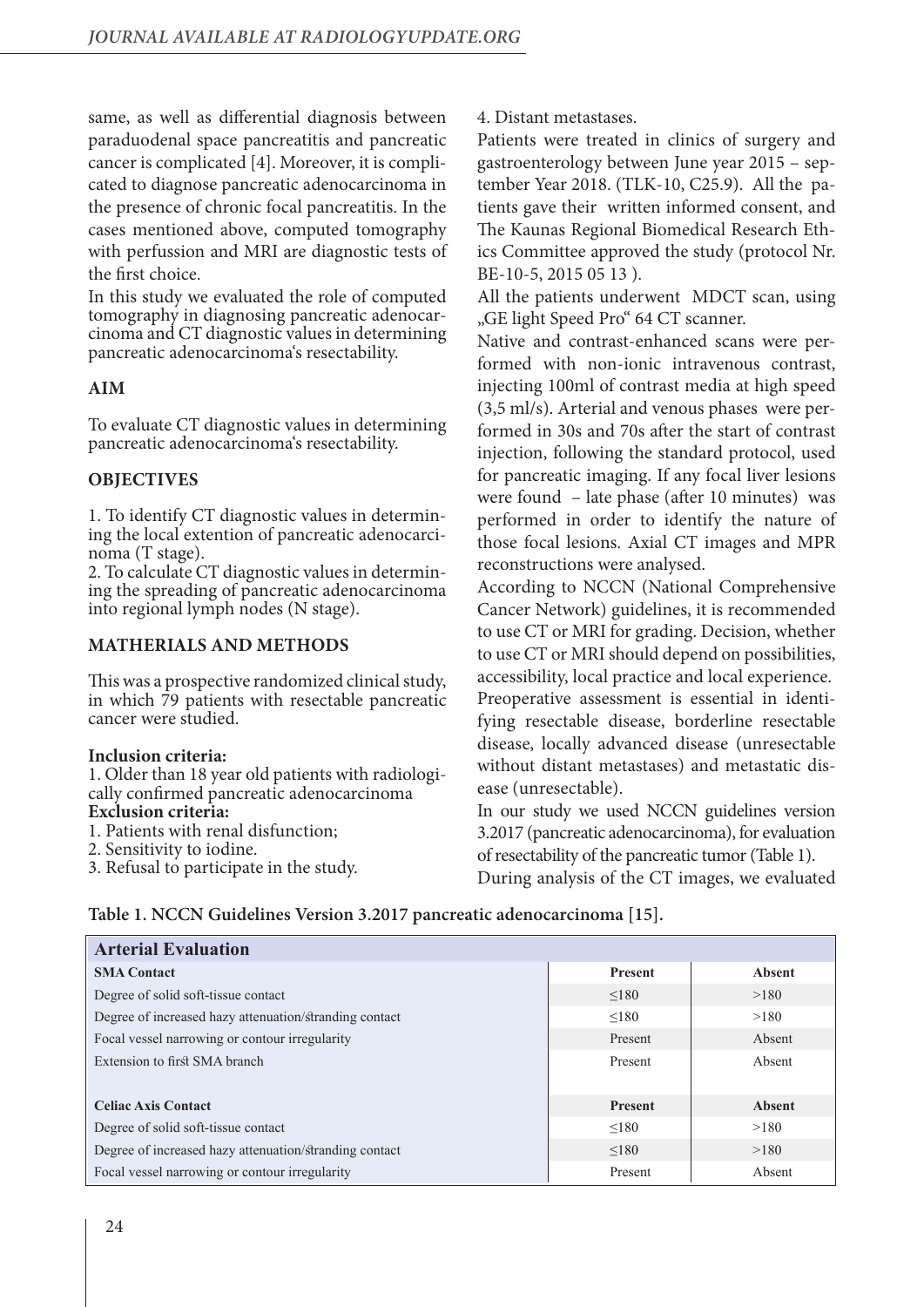same, as well as differential diagnosis between paraduodenal space pancreatitis and pancreatic cancer is complicated [4]. Moreover, it is complicated to diagnose pancreatic adenocarcinoma in the presence of chronic focal pancreatitis. In the cases mentioned above, computed tomography with perfussion and MRI are diagnostic tests of the first choice.

In this study we evaluated the role of computed tomography in diagnosing pancreatic adenocarcinoma and CT diagnostic values in determining pancreatic adenocarcinoma's resectability.

## AIM

To evaluate CT diagnostic values in determining pancreatic adenocarcinoma's resectability.

## OBJECTIVES

1. To identify CT diagnostic values in determining the local extention of pancreatic adenocarcinoma (T stage).
2. To calculate CT diagnostic values in determining the spreading of pancreatic adenocarcinoma into regional lymph nodes (N stage).

## MATHERIALS AND METHODS

This was a prospective randomized clinical study, in which 79 patients with resectable pancreatic cancer were studied.

**Inclusion criteria:**

1. Older than 18 year old patients with radiologically confirmed pancreatic adenocarcinoma

**Exclusion criteria:**

1. Patients with renal disfunction;
2. Sensitivity to iodine.
3. Refusal to participate in the study.
4. Distant metastases.

Patients were treated in clinics of surgery and gastroenterology between June year 2015 – september Year 2018. (TLK-10, C25.9). All the patients gave their written informed consent, and The Kaunas Regional Biomedical Research Ethics Committee approved the study (protocol Nr. BE-10-5, 2015 05 13 ).

All the patients underwent MDCT scan, using „GE light Speed Pro" 64 CT scanner.

Native and contrast-enhanced scans were performed with non-ionic intravenous contrast, injecting 100ml of contrast media at high speed (3,5 ml/s). Arterial and venous phases were performed in 30s and 70s after the start of contrast injection, following the standard protocol, used for pancreatic imaging. If any focal liver lesions were found – late phase (after 10 minutes) was performed in order to identify the nature of those focal lesions. Axial CT images and MPR reconstructions were analysed.

According to NCCN (National Comprehensive Cancer Network) guidelines, it is recommended to use CT or MRI for grading. Decision, whether to use CT or MRI should depend on possibilities, accessibility, local practice and local experience.

Preoperative assessment is essential in identifying resectable disease, borderline resectable disease, locally advanced disease (unresectable without distant metastases) and metastatic disease (unresectable).

In our study we used NCCN guidelines version 3.2017 (pancreatic adenocarcinoma), for evaluation of resectability of the pancreatic tumor (Table 1).

During analysis of the CT images, we evaluated

**Table 1. NCCN Guidelines Version 3.2017 pancreatic adenocarcinoma [15].**

| Arterial Evaluation | | |
|---|---|---|
| **SMA Contact** | **Present** | **Absent** |
| Degree of solid soft-tissue contact | ≤180 | >180 |
| Degree of increased hazy attenuation/stranding contact | ≤180 | >180 |
| Focal vessel narrowing or contour irregularity | Present | Absent |
| Extension to first SMA branch | Present | Absent |
| | | |
| **Celiac Axis Contact** | **Present** | **Absent** |
| Degree of solid soft-tissue contact | ≤180 | >180 |
| Degree of increased hazy attenuation/stranding contact | ≤180 | >180 |
| Focal vessel narrowing or contour irregularity | Present | Absent |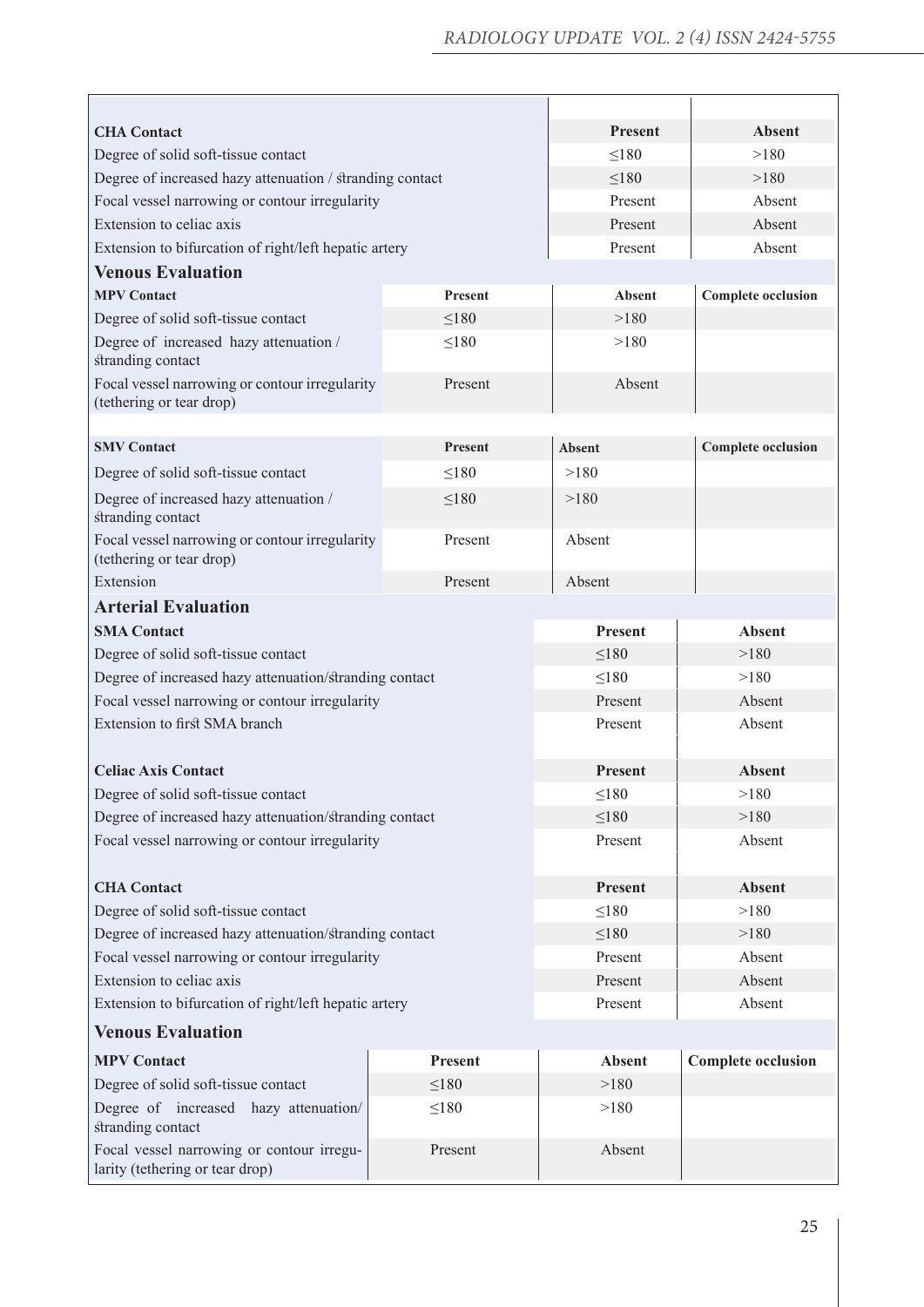| CHA Contact | Present | Absent |
|---|---|---|
| Degree of solid soft-tissue contact | ≤180 | >180 |
| Degree of increased hazy attenuation / stranding contact | ≤180 | >180 |
| Focal vessel narrowing or contour irregularity | Present | Absent |
| Extension to celiac axis | Present | Absent |
| Extension to bifurcation of right/left hepatic artery | Present | Absent |

## Venous Evaluation

| MPV Contact | Present | Absent | Complete occlusion |
|---|---|---|---|
| Degree of solid soft-tissue contact | ≤180 | >180 | |
| Degree of increased hazy attenuation / stranding contact | ≤180 | >180 | |
| Focal vessel narrowing or contour irregularity (tethering or tear drop) | Present | Absent | |

| SMV Contact | Present | Absent | Complete occlusion |
|---|---|---|---|
| Degree of solid soft-tissue contact | ≤180 | >180 | |
| Degree of increased hazy attenuation / stranding contact | ≤180 | >180 | |
| Focal vessel narrowing or contour irregularity (tethering or tear drop) | Present | Absent | |
| Extension | Present | Absent | |

## Arterial Evaluation

| SMA Contact | Present | Absent |
|---|---|---|
| Degree of solid soft-tissue contact | ≤180 | >180 |
| Degree of increased hazy attenuation/stranding contact | ≤180 | >180 |
| Focal vessel narrowing or contour irregularity | Present | Absent |
| Extension to first SMA branch | Present | Absent |

| Celiac Axis Contact | Present | Absent |
|---|---|---|
| Degree of solid soft-tissue contact | ≤180 | >180 |
| Degree of increased hazy attenuation/stranding contact | ≤180 | >180 |
| Focal vessel narrowing or contour irregularity | Present | Absent |

| CHA Contact | Present | Absent |
|---|---|---|
| Degree of solid soft-tissue contact | ≤180 | >180 |
| Degree of increased hazy attenuation/stranding contact | ≤180 | >180 |
| Focal vessel narrowing or contour irregularity | Present | Absent |
| Extension to celiac axis | Present | Absent |
| Extension to bifurcation of right/left hepatic artery | Present | Absent |

## Venous Evaluation

| MPV Contact | Present | Absent | Complete occlusion |
|---|---|---|---|
| Degree of solid soft-tissue contact | ≤180 | >180 | |
| Degree of increased hazy attenuation/ stranding contact | ≤180 | >180 | |
| Focal vessel narrowing or contour irregularity (tethering or tear drop) | Present | Absent | |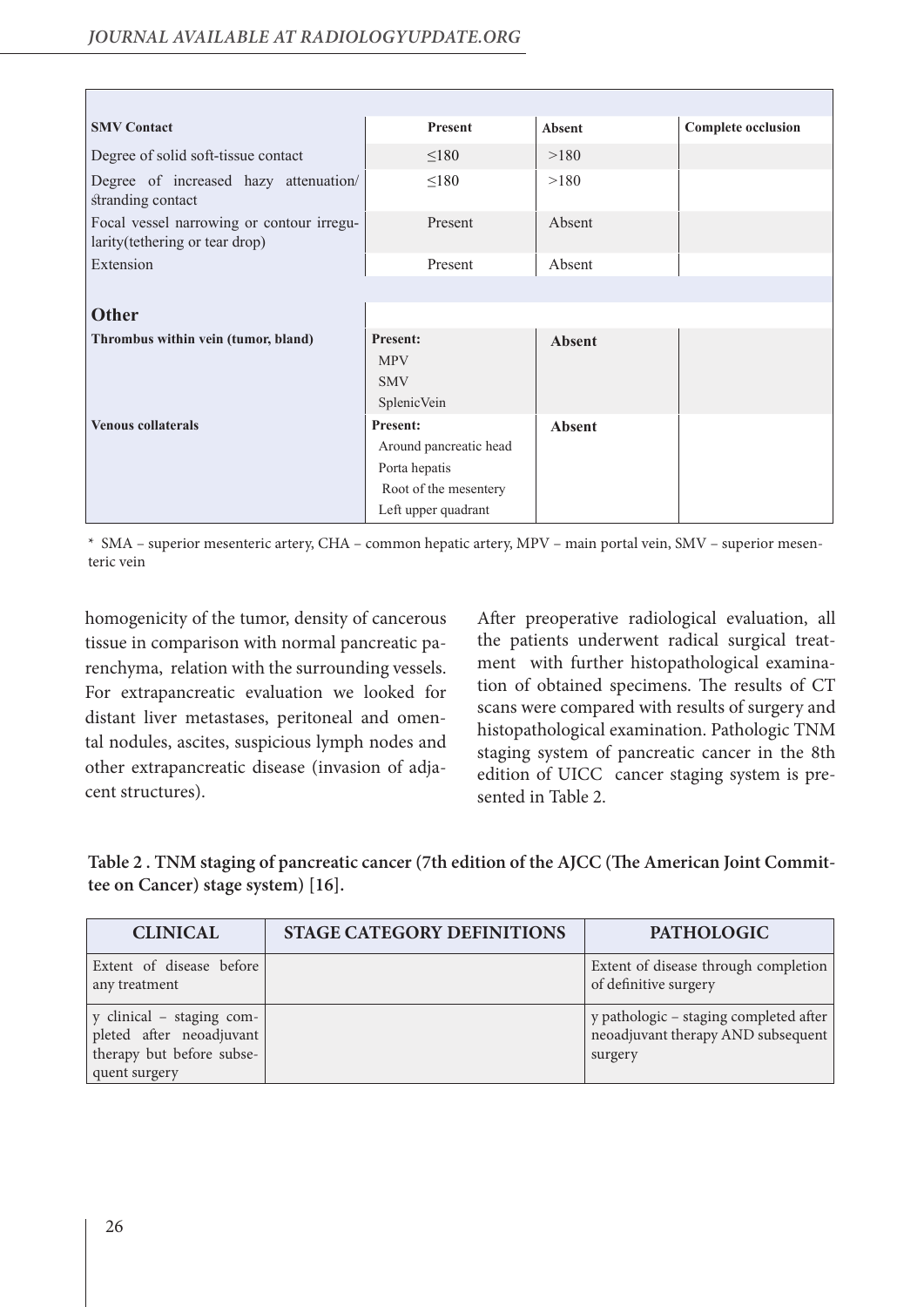| SMV Contact | Present | Absent | Complete occlusion |
|---|---|---|---|
| Degree of solid soft-tissue contact | ≤180 | >180 | |
| Degree of increased hazy attenuation/ stranding contact | ≤180 | >180 | |
| Focal vessel narrowing or contour irregularity(tethering or tear drop) | Present | Absent | |
| Extension | Present | Absent | |
| **Other** | | | |
| **Thrombus within vein (tumor, bland)** | **Present:** MPV SMV SplenicVein | **Absent** | |
| **Venous collaterals** | **Present:** Around pancreatic head Porta hepatis Root of the mesentery Left upper quadrant | **Absent** | |

* SMA – superior mesenteric artery, CHA – common hepatic artery, MPV – main portal vein, SMV – superior mesenteric vein

homogenicity of the tumor, density of cancerous tissue in comparison with normal pancreatic parenchyma, relation with the surrounding vessels. For extrapancreatic evaluation we looked for distant liver metastases, peritoneal and omental nodules, ascites, suspicious lymph nodes and other extrapancreatic disease (invasion of adjacent structures).

After preoperative radiological evaluation, all the patients underwent radical surgical treatment with further histopathological examination of obtained specimens. The results of CT scans were compared with results of surgery and histopathological examination. Pathologic TNM staging system of pancreatic cancer in the 8th edition of UICC cancer staging system is presented in Table 2.

**Table 2 . TNM staging of pancreatic cancer (7th edition of the AJCC (The American Joint Committee on Cancer) stage system) [16].**

| CLINICAL | STAGE CATEGORY DEFINITIONS | PATHOLOGIC |
|---|---|---|
| Extent of disease before any treatment | | Extent of disease through completion of definitive surgery |
| y clinical – staging completed after neoadjuvant therapy but before subsequent surgery | | y pathologic – staging completed after neoadjuvant therapy AND subsequent surgery |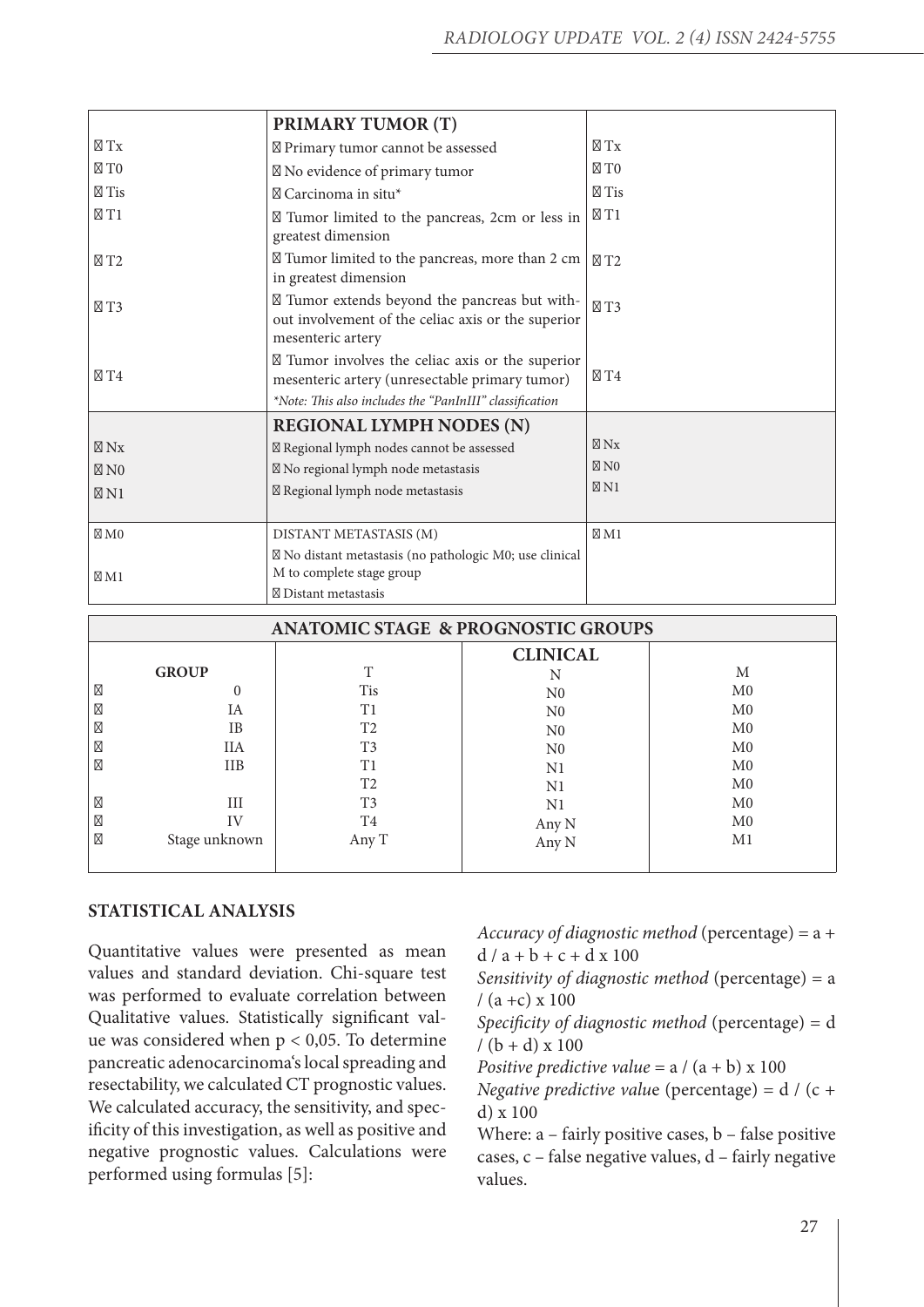| | PRIMARY TUMOR (T) | |
|---|---|---|
| ☐ Tx | ☐ Primary tumor cannot be assessed | ☐ Tx |
| ☐ T0 | ☐ No evidence of primary tumor | ☐ T0 |
| ☐ Tis | ☐ Carcinoma in situ* | ☐ Tis |
| ☐ T1 | ☐ Tumor limited to the pancreas, 2cm or less in greatest dimension | ☐ T1 |
| ☐ T2 | ☐ Tumor limited to the pancreas, more than 2 cm in greatest dimension | ☐ T2 |
| ☐ T3 | ☐ Tumor extends beyond the pancreas but without involvement of the celiac axis or the superior mesenteric artery | ☐ T3 |
| ☐ T4 | ☐ Tumor involves the celiac axis or the superior mesenteric artery (unresectable primary tumor) *Note: This also includes the "PanInIII" classification* | ☐ T4 |
| | **REGIONAL LYMPH NODES (N)** | |
| ☐ Nx | ☐ Regional lymph nodes cannot be assessed | ☐ Nx |
| ☐ N0 | ☐ No regional lymph node metastasis | ☐ N0 |
| ☐ N1 | ☐ Regional lymph node metastasis | ☐ N1 |
| ☐ M0 | DISTANT METASTASIS (M) | ☐ M1 |
| ☐ M1 | ☐ No distant metastasis (no pathologic M0; use clinical M to complete stage group ☐ Distant metastasis | |

| ANATOMIC STAGE & PROGNOSTIC GROUPS | | | |
|---|---|---|---|
| | | CLINICAL | |
| GROUP | T | N | M |
| ☐ 0 | Tis | N0 | M0 |
| ☐ IA | T1 | N0 | M0 |
| ☐ IB | T2 | N0 | M0 |
| ☐ IIA | T3 | N0 | M0 |
| ☐ IIB | T1 | N1 | M0 |
| | T2 | N1 | M0 |
| ☐ III | T3 | N1 | M0 |
| ☐ IV | T4 | Any N | M0 |
| ☐ Stage unknown | Any T | Any N | M1 |

## STATISTICAL ANALYSIS

Quantitative values were presented as mean values and standard deviation. Chi-square test was performed to evaluate correlation between Qualitative values. Statistically significant value was considered when $p < 0,05$. To determine pancreatic adenocarcinoma's local spreading and resectability, we calculated CT prognostic values. We calculated accuracy, the sensitivity, and specificity of this investigation, as well as positive and negative prognostic values. Calculations were performed using formulas [5]:

*Accuracy of diagnostic method* (percentage) = $a + d / a + b + c + d \times 100$

*Sensitivity of diagnostic method* (percentage) = $a / (a + c) \times 100$

*Specificity of diagnostic method* (percentage) = $d / (b + d) \times 100$

*Positive predictive value* = $a / (a + b) \times 100$

*Negative predictive value* (percentage) = $d / (c + d) \times 100$

Where: a – fairly positive cases, b – false positive cases, c – false negative values, d – fairly negative values.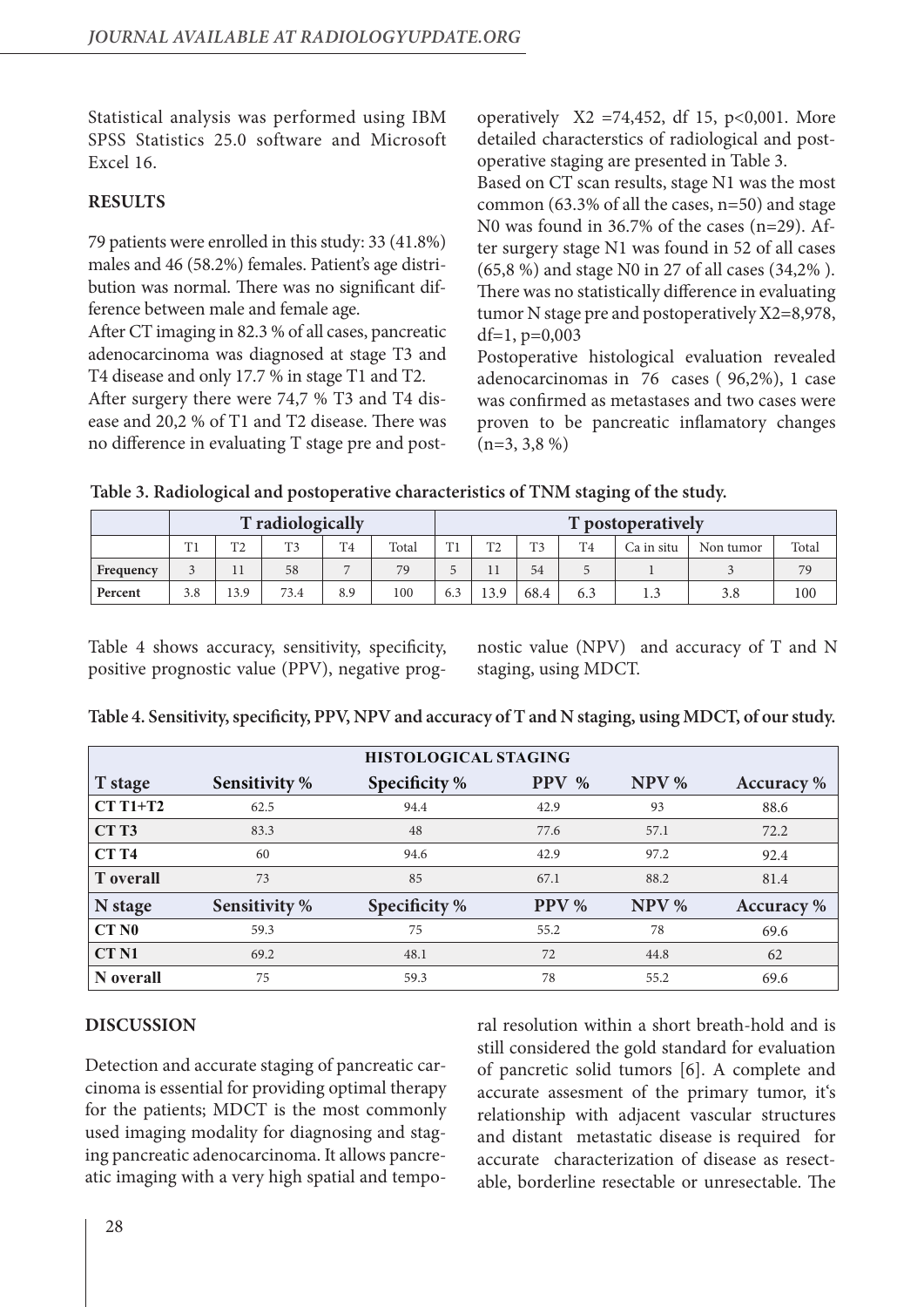Statistical analysis was performed using IBM SPSS Statistics 25.0 software and Microsoft Excel 16.

## RESULTS

79 patients were enrolled in this study: 33 (41.8%) males and 46 (58.2%) females. Patient's age distribution was normal. There was no significant difference between male and female age.

After CT imaging in 82.3 % of all cases, pancreatic adenocarcinoma was diagnosed at stage T3 and T4 disease and only 17.7 % in stage T1 and T2.

After surgery there were 74,7 % T3 and T4 disease and 20,2 % of T1 and T2 disease. There was no difference in evaluating T stage pre and postoperatively $X2 = 74{,}452$, df 15, $p<0{,}001$. More detailed characterstics of radiological and postoperative staging are presented in Table 3.

Based on CT scan results, stage N1 was the most common (63.3% of all the cases, n=50) and stage N0 was found in 36.7% of the cases (n=29). After surgery stage N1 was found in 52 of all cases (65,8 %) and stage N0 in 27 of all cases (34,2% ). There was no statistically difference in evaluating tumor N stage pre and postoperatively $X2=8{,}978$, df=1, $p=0{,}003$

Postoperative histological evaluation revealed adenocarcinomas in 76 cases ( 96,2%), 1 case was confirmed as metastases and two cases were proven to be pancreatic inflamatory changes (n=3, 3,8 %)

**Table 3. Radiological and postoperative characteristics of TNM staging of the study.**

| | T radiologically | | | | | T postoperatively | | | | | | |
|---|---|---|---|---|---|---|---|---|---|---|---|---|
| | T1 | T2 | T3 | T4 | Total | T1 | T2 | T3 | T4 | Ca in situ | Non tumor | Total |
| **Frequency** | 3 | 11 | 58 | 7 | 79 | 5 | 11 | 54 | 5 | 1 | 3 | 79 |
| **Percent** | 3.8 | 13.9 | 73.4 | 8.9 | 100 | 6.3 | 13.9 | 68.4 | 6.3 | 1.3 | 3.8 | 100 |

Table 4 shows accuracy, sensitivity, specificity, positive prognostic value (PPV), negative prognostic value (NPV) and accuracy of T and N staging, using MDCT.

**Table 4. Sensitivity, specificity, PPV, NPV and accuracy of T and N staging, using MDCT, of our study.**

| HISTOLOGICAL STAGING | | | | | |
|---|---|---|---|---|---|
| **T stage** | **Sensitivity %** | **Specificity %** | **PPV %** | **NPV %** | **Accuracy %** |
| **CT T1+T2** | 62.5 | 94.4 | 42.9 | 93 | 88.6 |
| **CT T3** | 83.3 | 48 | 77.6 | 57.1 | 72.2 |
| **CT T4** | 60 | 94.6 | 42.9 | 97.2 | 92.4 |
| **T overall** | 73 | 85 | 67.1 | 88.2 | 81.4 |
| **N stage** | **Sensitivity %** | **Specificity %** | **PPV %** | **NPV %** | **Accuracy %** |
| **CT N0** | 59.3 | 75 | 55.2 | 78 | 69.6 |
| **CT N1** | 69.2 | 48.1 | 72 | 44.8 | 62 |
| **N overall** | 75 | 59.3 | 78 | 55.2 | 69.6 |

## DISCUSSION

Detection and accurate staging of pancreatic carcinoma is essential for providing optimal therapy for the patients; MDCT is the most commonly used imaging modality for diagnosing and staging pancreatic adenocarcinoma. It allows pancreatic imaging with a very high spatial and temporal resolution within a short breath-hold and is still considered the gold standard for evaluation of pancretic solid tumors [6]. A complete and accurate assesment of the primary tumor, it's relationship with adjacent vascular structures and distant metastatic disease is required for accurate characterization of disease as resectable, borderline resectable or unresectable. The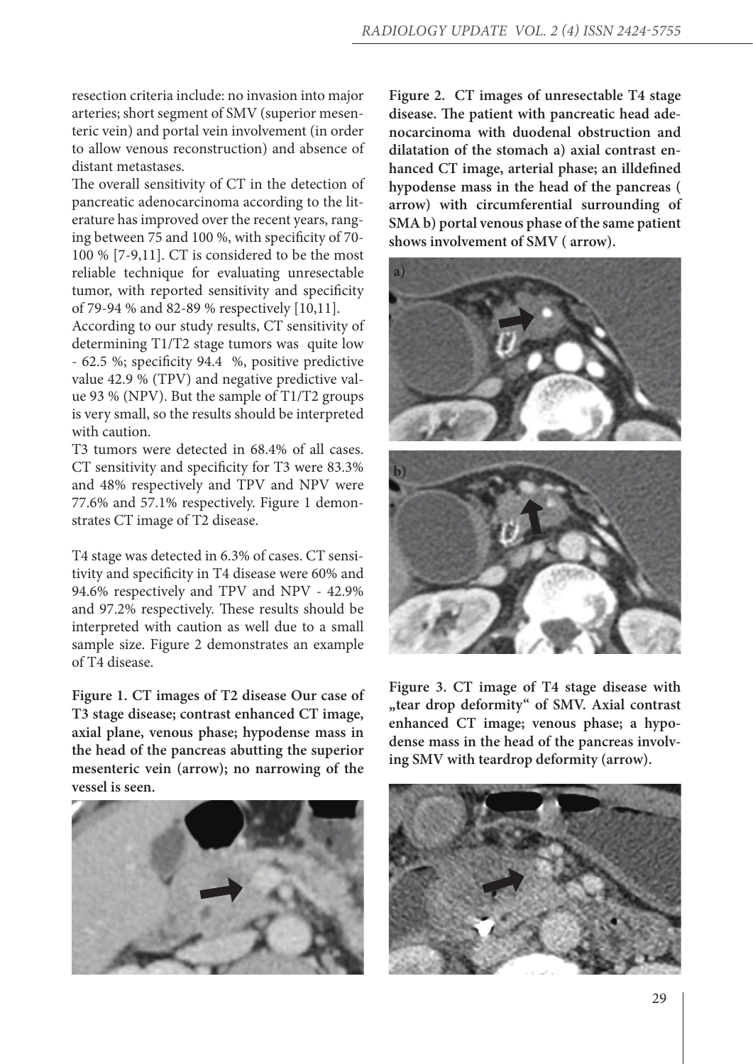resection criteria include: no invasion into major arteries; short segment of SMV (superior mesenteric vein) and portal vein involvement (in order to allow venous reconstruction) and absence of distant metastases.

The overall sensitivity of CT in the detection of pancreatic adenocarcinoma according to the literature has improved over the recent years, ranging between 75 and 100 %, with specificity of 70-100 % [7-9,11]. CT is considered to be the most reliable technique for evaluating unresectable tumor, with reported sensitivity and specificity of 79-94 % and 82-89 % respectively [10,11].

According to our study results, CT sensitivity of determining T1/T2 stage tumors was quite low - 62.5 %; specificity 94.4 %, positive predictive value 42.9 % (TPV) and negative predictive value 93 % (NPV). But the sample of T1/T2 groups is very small, so the results should be interpreted with caution.

T3 tumors were detected in 68.4% of all cases. CT sensitivity and specificity for T3 were 83.3% and 48% respectively and TPV and NPV were 77.6% and 57.1% respectively. Figure 1 demonstrates CT image of T2 disease.

T4 stage was detected in 6.3% of cases. CT sensitivity and specificity in T4 disease were 60% and 94.6% respectively and TPV and NPV - 42.9% and 97.2% respectively. These results should be interpreted with caution as well due to a small sample size. Figure 2 demonstrates an example of T4 disease.

**Figure 1. CT images of T2 disease Our case of T3 stage disease; contrast enhanced CT image, axial plane, venous phase; hypodense mass in the head of the pancreas abutting the superior mesenteric vein (arrow); no narrowing of the vessel is seen.**

**Figure 2. CT images of unresectable T4 stage disease. The patient with pancreatic head adenocarcinoma with duodenal obstruction and dilatation of the stomach a) axial contrast enhanced CT image, arterial phase; an illdefined hypodense mass in the head of the pancreas ( arrow) with circumferential surrounding of SMA b) portal venous phase of the same patient shows involvement of SMV ( arrow).**

**Figure 3. CT image of T4 stage disease with „tear drop deformity“ of SMV. Axial contrast enhanced CT image; venous phase; a hypodense mass in the head of the pancreas involving SMV with teardrop deformity (arrow).**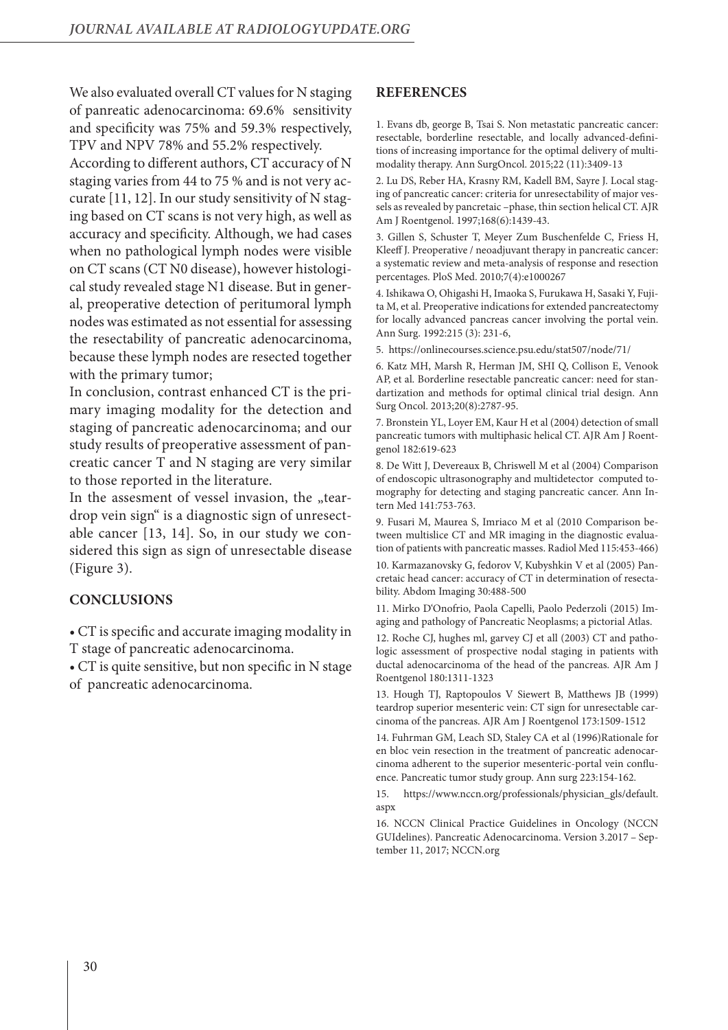We also evaluated overall CT values for N staging of panreatic adenocarcinoma: 69.6% sensitivity and specificity was 75% and 59.3% respectively, TPV and NPV 78% and 55.2% respectively.

According to different authors, CT accuracy of N staging varies from 44 to 75 % and is not very accurate [11, 12]. In our study sensitivity of N staging based on CT scans is not very high, as well as accuracy and specificity. Although, we had cases when no pathological lymph nodes were visible on CT scans (CT N0 disease), however histological study revealed stage N1 disease. But in general, preoperative detection of peritumoral lymph nodes was estimated as not essential for assessing the resectability of pancreatic adenocarcinoma, because these lymph nodes are resected together with the primary tumor;

In conclusion, contrast enhanced CT is the primary imaging modality for the detection and staging of pancreatic adenocarcinoma; and our study results of preoperative assessment of pancreatic cancer T and N staging are very similar to those reported in the literature.

In the assesment of vessel invasion, the „teardrop vein sign" is a diagnostic sign of unresectable cancer [13, 14]. So, in our study we considered this sign as sign of unresectable disease (Figure 3).

## CONCLUSIONS

- CT is specific and accurate imaging modality in T stage of pancreatic adenocarcinoma.
- CT is quite sensitive, but non specific in N stage of pancreatic adenocarcinoma.

## REFERENCES

1. Evans db, george B, Tsai S. Non metastatic pancreatic cancer: resectable, borderline resectable, and locally advanced-definitions of increasing importance for the optimal delivery of multimodality therapy. Ann SurgOncol. 2015;22 (11):3409-13
2. Lu DS, Reber HA, Krasny RM, Kadell BM, Sayre J. Local staging of pancreatic cancer: criteria for unresectability of major vessels as revealed by pancretaic –phase, thin section helical CT. AJR Am J Roentgenol. 1997;168(6):1439-43.
3. Gillen S, Schuster T, Meyer Zum Buschenfelde C, Friess H, Kleeff J. Preoperative / neoadjuvant therapy in pancreatic cancer: a systematic review and meta-analysis of response and resection percentages. PloS Med. 2010;7(4):e1000267
4. Ishikawa O, Ohigashi H, Imaoka S, Furukawa H, Sasaki Y, Fujita M, et al. Preoperative indications for extended pancreatectomy for locally advanced pancreas cancer involving the portal vein. Ann Surg. 1992:215 (3): 231-6,
5. https://onlinecourses.science.psu.edu/stat507/node/71/
6. Katz MH, Marsh R, Herman JM, SHI Q, Collison E, Venook AP, et al. Borderline resectable pancreatic cancer: need for standartization and methods for optimal clinical trial design. Ann Surg Oncol. 2013;20(8):2787-95.
7. Bronstein YL, Loyer EM, Kaur H et al (2004) detection of small pancreatic tumors with multiphasic helical CT. AJR Am J Roentgenol 182:619-623
8. De Witt J, Devereaux B, Chriswell M et al (2004) Comparison of endoscopic ultrasonography and multidetector computed tomography for detecting and staging pancreatic cancer. Ann Intern Med 141:753-763.
9. Fusari M, Maurea S, Imriaco M et al (2010 Comparison between multislice CT and MR imaging in the diagnostic evaluation of patients with pancreatic masses. Radiol Med 115:453-466)
10. Karmazanovsky G, fedorov V, Kubyshkin V et al (2005) Pancretaic head cancer: accuracy of CT in determination of resectability. Abdom Imaging 30:488-500
11. Mirko D'Onofrio, Paola Capelli, Paolo Pederzoli (2015) Imaging and pathology of Pancreatic Neoplasms; a pictorial Atlas.
12. Roche CJ, hughes ml, garvey CJ et all (2003) CT and pathologic assessment of prospective nodal staging in patients with ductal adenocarcinoma of the head of the pancreas. AJR Am J Roentgenol 180:1311-1323
13. Hough TJ, Raptopoulos V Siewert B, Matthews JB (1999) teardrop superior mesenteric vein: CT sign for unresectable carcinoma of the pancreas. AJR Am J Roentgenol 173:1509-1512
14. Fuhrman GM, Leach SD, Staley CA et al (1996)Rationale for en bloc vein resection in the treatment of pancreatic adenocarcinoma adherent to the superior mesenteric-portal vein confluence. Pancreatic tumor study group. Ann surg 223:154-162.
15. https://www.nccn.org/professionals/physician_gls/default.aspx
16. NCCN Clinical Practice Guidelines in Oncology (NCCN GUIdelines). Pancreatic Adenocarcinoma. Version 3.2017 – September 11, 2017; NCCN.org